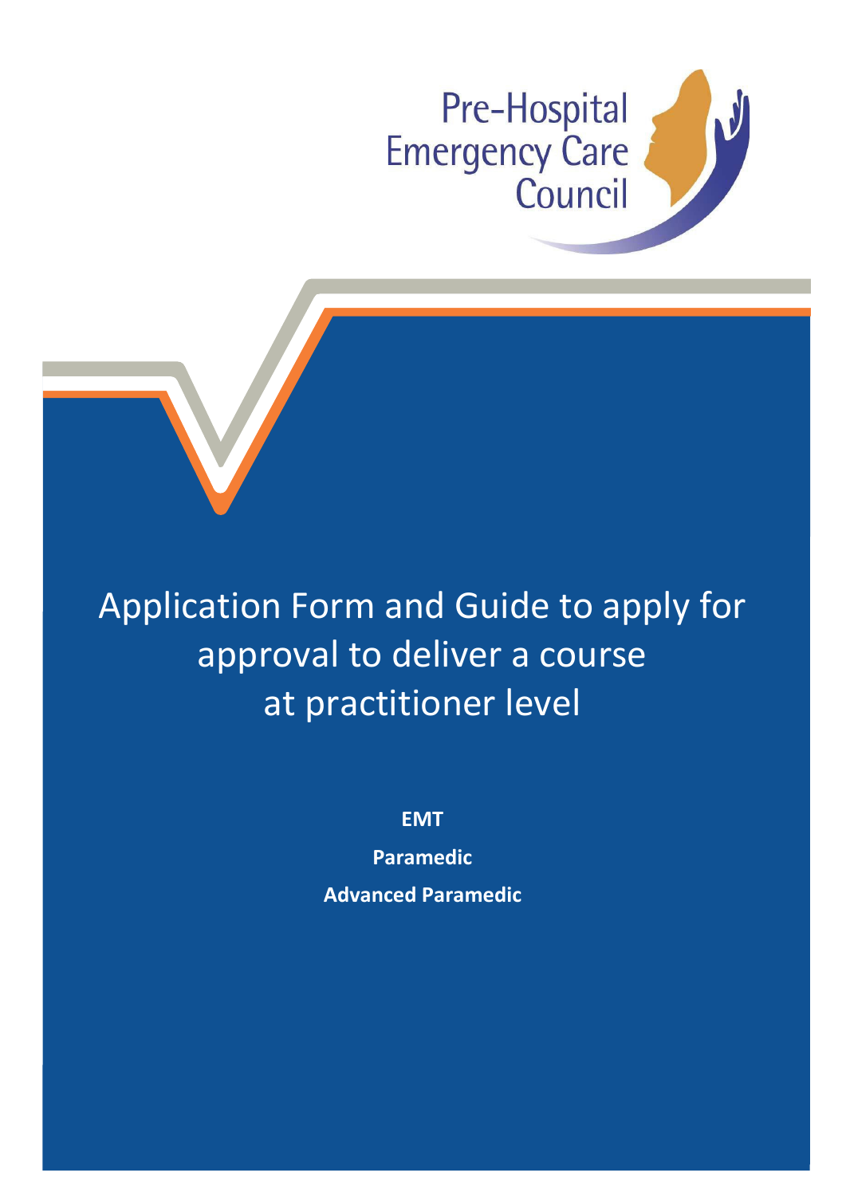Pre-Hospital Emergency Care Council

# Application Form and Guide to apply for approval to deliver a course at practitioner level

**EMT**

**Paramedic**

**Advanced Paramedic**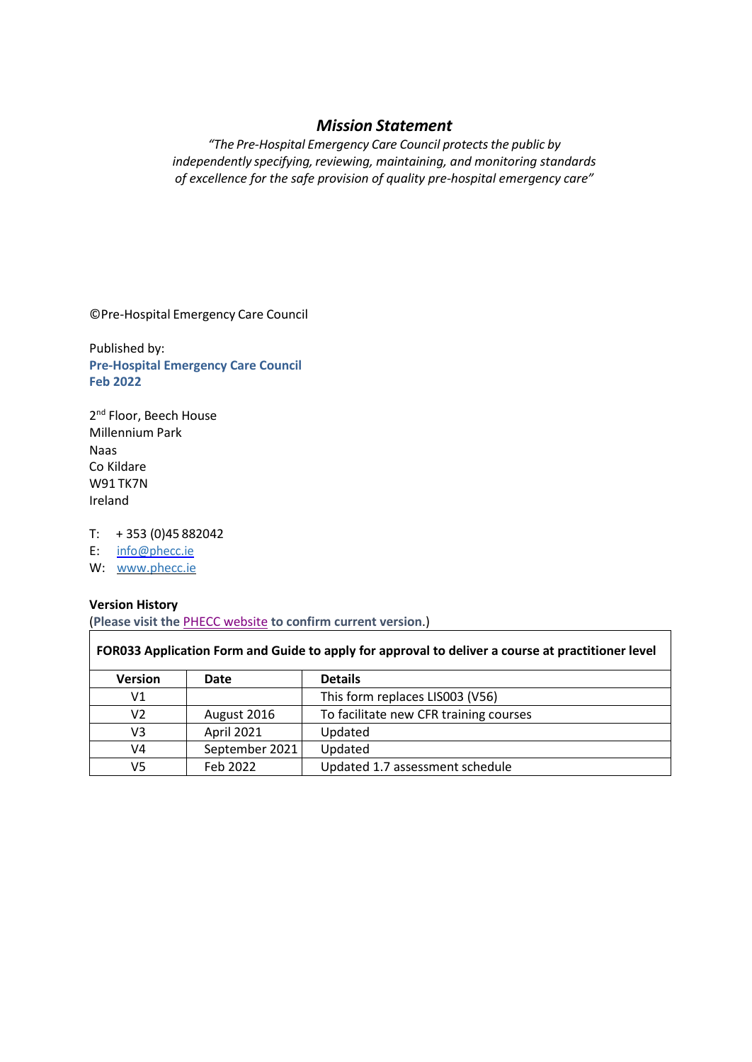## *Mission Statement*

*"The Pre-Hospital Emergency Care Council protects the public by independently specifying, reviewing, maintaining, and monitoring standards of excellence for the safe provision of quality pre-hospital emergency care"*

©Pre-Hospital Emergency Care Council

Published by:
**Pre-Hospital Emergency Care Council**
**Feb 2022**

2nd Floor, Beech House
Millennium Park
Naas
Co Kildare
W91 TK7N
Ireland

T: + 353 (0)45 882042
E: info@phecc.ie
W: www.phecc.ie

**Version History**
(**Please visit the** PHECC website **to confirm current version.**)

| **FOR033 Application Form and Guide to apply for approval to deliver a course at practitioner level** | | |
|---|---|---|
| **Version** | **Date** | **Details** |
| V1 | | This form replaces LIS003 (V56) |
| V2 | August 2016 | To facilitate new CFR training courses |
| V3 | April 2021 | Updated |
| V4 | September 2021 | Updated |
| V5 | Feb 2022 | Updated 1.7 assessment schedule |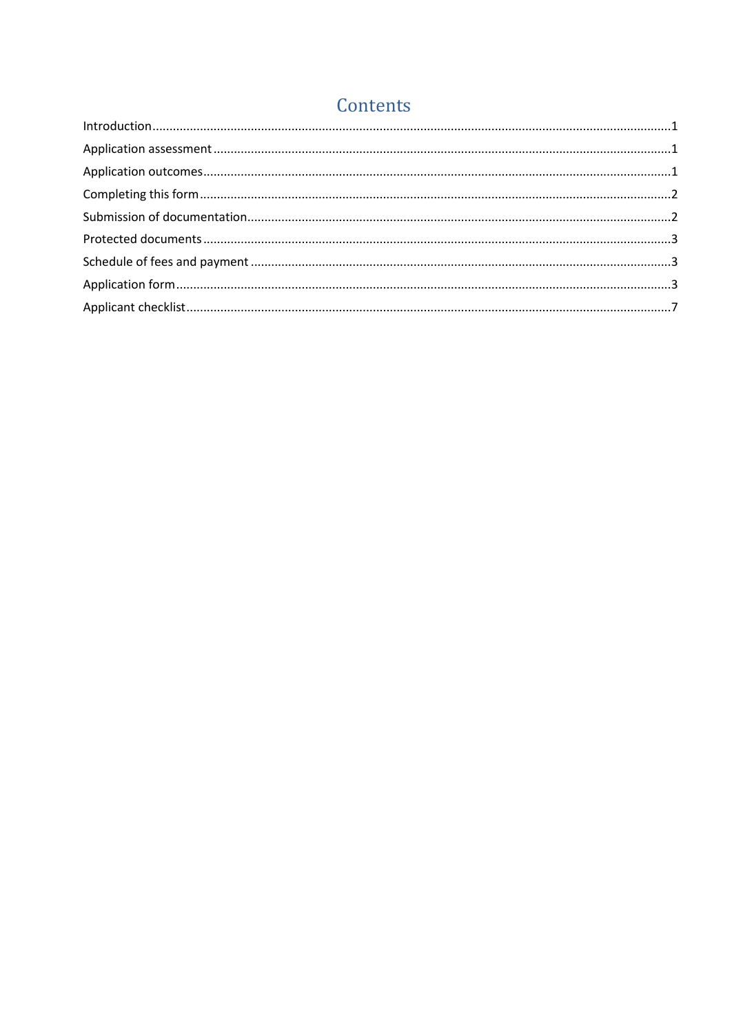# Contents

Introduction....................................................................................................................................................1

Application assessment..................................................................................................................................1

Application outcomes.....................................................................................................................................1

Completing this form......................................................................................................................................2

Submission of documentation........................................................................................................................2

Protected documents......................................................................................................................................3

Schedule of fees and payment........................................................................................................................3

Application form.............................................................................................................................................3

Applicant checklist..........................................................................................................................................7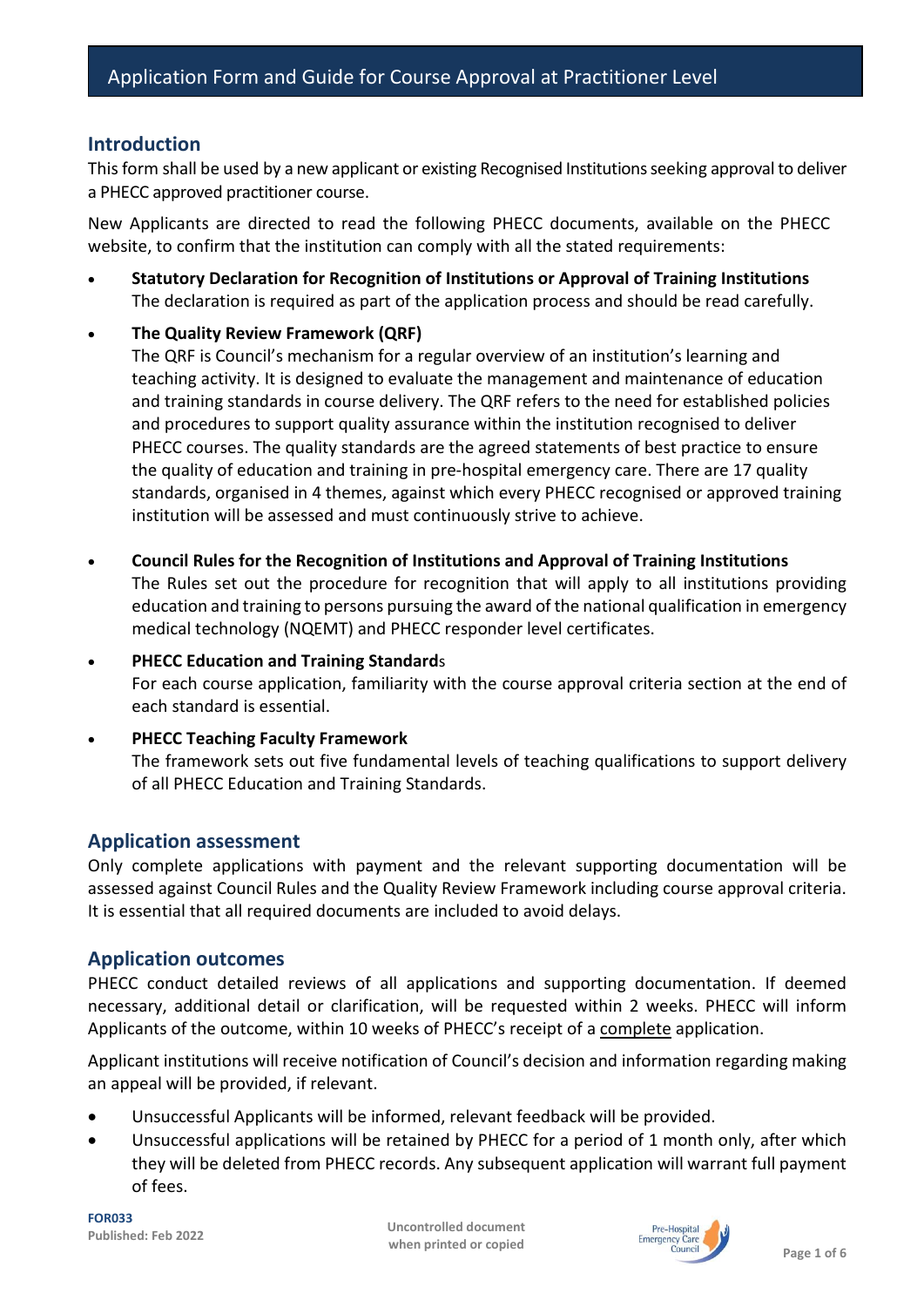# Application Form and Guide for Course Approval at Practitioner Level

## Introduction

This form shall be used by a new applicant or existing Recognised Institutions seeking approval to deliver a PHECC approved practitioner course.

New Applicants are directed to read the following PHECC documents, available on the PHECC website, to confirm that the institution can comply with all the stated requirements:

- **Statutory Declaration for Recognition of Institutions or Approval of Training Institutions**
  The declaration is required as part of the application process and should be read carefully.
- **The Quality Review Framework (QRF)**
  The QRF is Council's mechanism for a regular overview of an institution's learning and teaching activity. It is designed to evaluate the management and maintenance of education and training standards in course delivery. The QRF refers to the need for established policies and procedures to support quality assurance within the institution recognised to deliver PHECC courses. The quality standards are the agreed statements of best practice to ensure the quality of education and training in pre-hospital emergency care. There are 17 quality standards, organised in 4 themes, against which every PHECC recognised or approved training institution will be assessed and must continuously strive to achieve.
- **Council Rules for the Recognition of Institutions and Approval of Training Institutions**
  The Rules set out the procedure for recognition that will apply to all institutions providing education and training to persons pursuing the award of the national qualification in emergency medical technology (NQEMT) and PHECC responder level certificates.
- **PHECC Education and Training Standards**
  For each course application, familiarity with the course approval criteria section at the end of each standard is essential.
- **PHECC Teaching Faculty Framework**
  The framework sets out five fundamental levels of teaching qualifications to support delivery of all PHECC Education and Training Standards.

## Application assessment

Only complete applications with payment and the relevant supporting documentation will be assessed against Council Rules and the Quality Review Framework including course approval criteria. It is essential that all required documents are included to avoid delays.

## Application outcomes

PHECC conduct detailed reviews of all applications and supporting documentation. If deemed necessary, additional detail or clarification, will be requested within 2 weeks. PHECC will inform Applicants of the outcome, within 10 weeks of PHECC's receipt of a complete application.

Applicant institutions will receive notification of Council's decision and information regarding making an appeal will be provided, if relevant.

- Unsuccessful Applicants will be informed, relevant feedback will be provided.
- Unsuccessful applications will be retained by PHECC for a period of 1 month only, after which they will be deleted from PHECC records. Any subsequent application will warrant full payment of fees.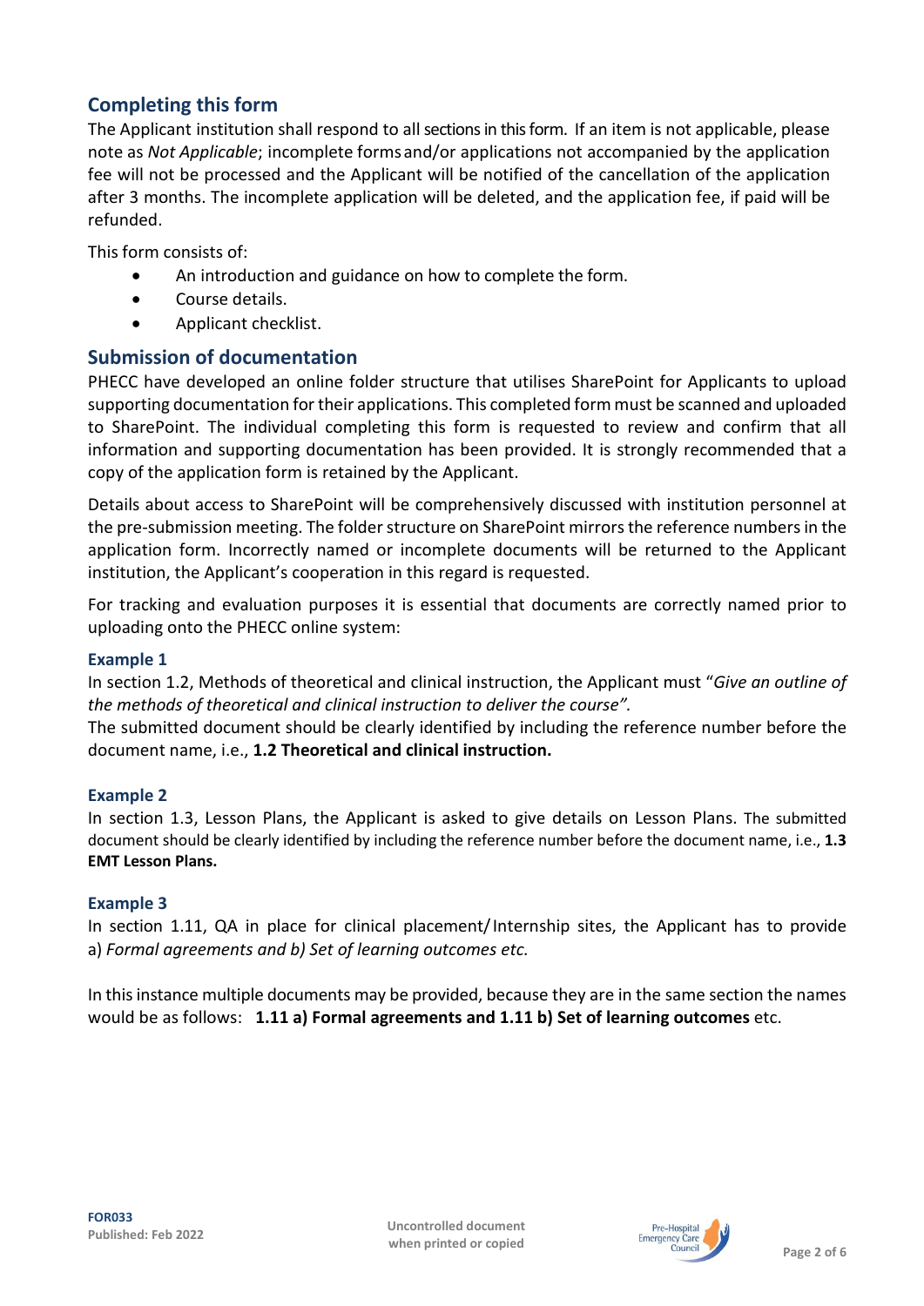## Completing this form

The Applicant institution shall respond to all sections in this form. If an item is not applicable, please note as *Not Applicable*; incomplete forms and/or applications not accompanied by the application fee will not be processed and the Applicant will be notified of the cancellation of the application after 3 months. The incomplete application will be deleted, and the application fee, if paid will be refunded.

This form consists of:

- An introduction and guidance on how to complete the form.
- Course details.
- Applicant checklist.

## Submission of documentation

PHECC have developed an online folder structure that utilises SharePoint for Applicants to upload supporting documentation for their applications. This completed form must be scanned and uploaded to SharePoint. The individual completing this form is requested to review and confirm that all information and supporting documentation has been provided. It is strongly recommended that a copy of the application form is retained by the Applicant.

Details about access to SharePoint will be comprehensively discussed with institution personnel at the pre-submission meeting. The folder structure on SharePoint mirrors the reference numbers in the application form. Incorrectly named or incomplete documents will be returned to the Applicant institution, the Applicant's cooperation in this regard is requested.

For tracking and evaluation purposes it is essential that documents are correctly named prior to uploading onto the PHECC online system:

### Example 1

In section 1.2, Methods of theoretical and clinical instruction, the Applicant must "*Give an outline of the methods of theoretical and clinical instruction to deliver the course".*
The submitted document should be clearly identified by including the reference number before the document name, i.e., **1.2 Theoretical and clinical instruction.**

### Example 2

In section 1.3, Lesson Plans, the Applicant is asked to give details on Lesson Plans. The submitted document should be clearly identified by including the reference number before the document name, i.e., **1.3 EMT Lesson Plans.**

### Example 3

In section 1.11, QA in place for clinical placement/ Internship sites, the Applicant has to provide a) *Formal agreements and b) Set of learning outcomes etc.*

In this instance multiple documents may be provided, because they are in the same section the names would be as follows: **1.11 a) Formal agreements and 1.11 b) Set of learning outcomes** etc.

FOR033
Published: Feb 2022

Uncontrolled document when printed or copied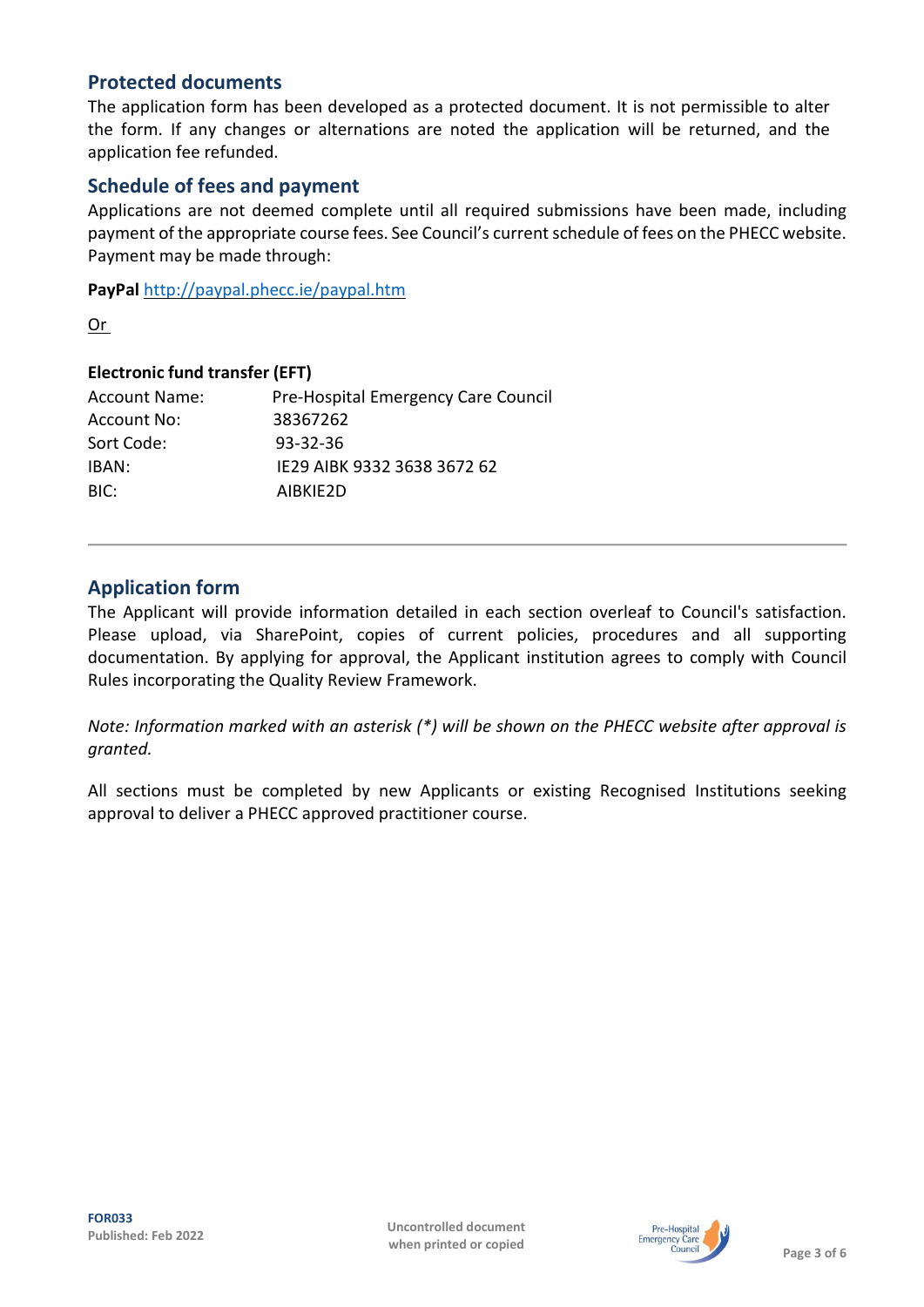## Protected documents

The application form has been developed as a protected document. It is not permissible to alter the form. If any changes or alternations are noted the application will be returned, and the application fee refunded.

## Schedule of fees and payment

Applications are not deemed complete until all required submissions have been made, including payment of the appropriate course fees. See Council's current schedule of fees on the PHECC website. Payment may be made through:

**PayPal** http://paypal.phecc.ie/paypal.htm

Or

**Electronic fund transfer (EFT)**

| | |
|---|---|
| Account Name: | Pre-Hospital Emergency Care Council |
| Account No: | 38367262 |
| Sort Code: | 93-32-36 |
| IBAN: | IE29 AIBK 9332 3638 3672 62 |
| BIC: | AIBKIE2D |

---

## Application form

The Applicant will provide information detailed in each section overleaf to Council's satisfaction. Please upload, via SharePoint, copies of current policies, procedures and all supporting documentation. By applying for approval, the Applicant institution agrees to comply with Council Rules incorporating the Quality Review Framework.

*Note: Information marked with an asterisk (*) will be shown on the PHECC website after approval is granted.*

All sections must be completed by new Applicants or existing Recognised Institutions seeking approval to deliver a PHECC approved practitioner course.

FOR033
Published: Feb 2022

Uncontrolled document when printed or copied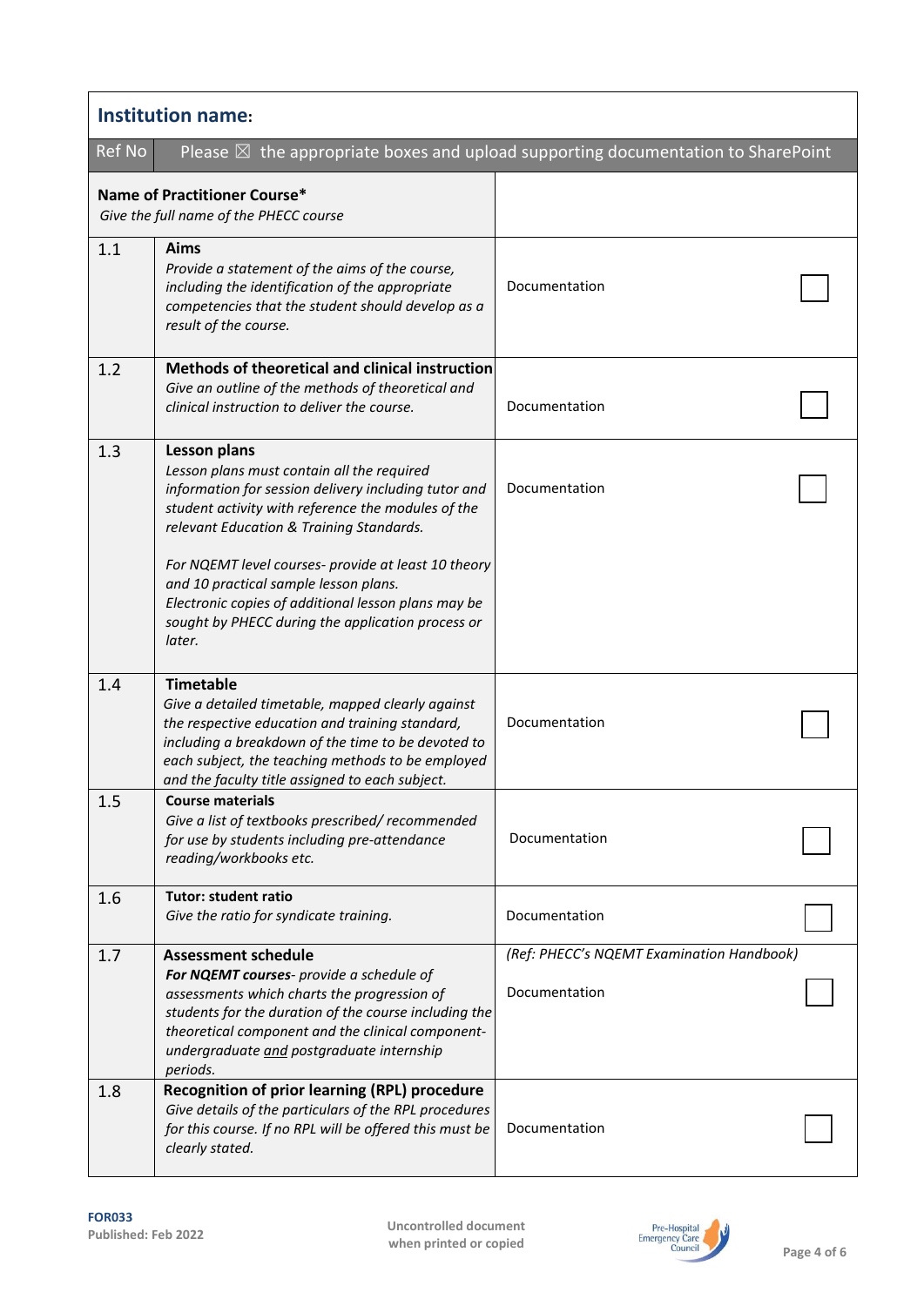## Institution name:

| Ref No | Please ☒ the appropriate boxes and upload supporting documentation to SharePoint | | |
|---|---|---|---|
| | **Name of Practitioner Course***<br>*Give the full name of the PHECC course* | | |
| 1.1 | **Aims**<br>*Provide a statement of the aims of the course, including the identification of the appropriate competencies that the student should develop as a result of the course.* | Documentation | ☐ |
| 1.2 | **Methods of theoretical and clinical instruction**<br>*Give an outline of the methods of theoretical and clinical instruction to deliver the course.* | Documentation | ☐ |
| 1.3 | **Lesson plans**<br>*Lesson plans must contain all the required information for session delivery including tutor and student activity with reference the modules of the relevant Education & Training Standards.*<br><br>*For NQEMT level courses- provide at least 10 theory and 10 practical sample lesson plans.*<br>*Electronic copies of additional lesson plans may be sought by PHECC during the application process or later.* | Documentation | ☐ |
| 1.4 | **Timetable**<br>*Give a detailed timetable, mapped clearly against the respective education and training standard, including a breakdown of the time to be devoted to each subject, the teaching methods to be employed and the faculty title assigned to each subject.* | Documentation | ☐ |
| 1.5 | **Course materials**<br>*Give a list of textbooks prescribed/ recommended for use by students including pre-attendance reading/workbooks etc.* | Documentation | ☐ |
| 1.6 | **Tutor: student ratio**<br>*Give the ratio for syndicate training.* | Documentation | ☐ |
| 1.7 | **Assessment schedule**<br>***For NQEMT courses****- provide a schedule of assessments which charts the progression of students for the duration of the course including the theoretical component and the clinical component- undergraduate and postgraduate internship periods.* | *(Ref: PHECC's NQEMT Examination Handbook)*<br><br>Documentation | ☐ |
| 1.8 | **Recognition of prior learning (RPL) procedure**<br>*Give details of the particulars of the RPL procedures for this course. If no RPL will be offered this must be clearly stated.* | Documentation | ☐ |

FOR033
Published: Feb 2022

Uncontrolled document when printed or copied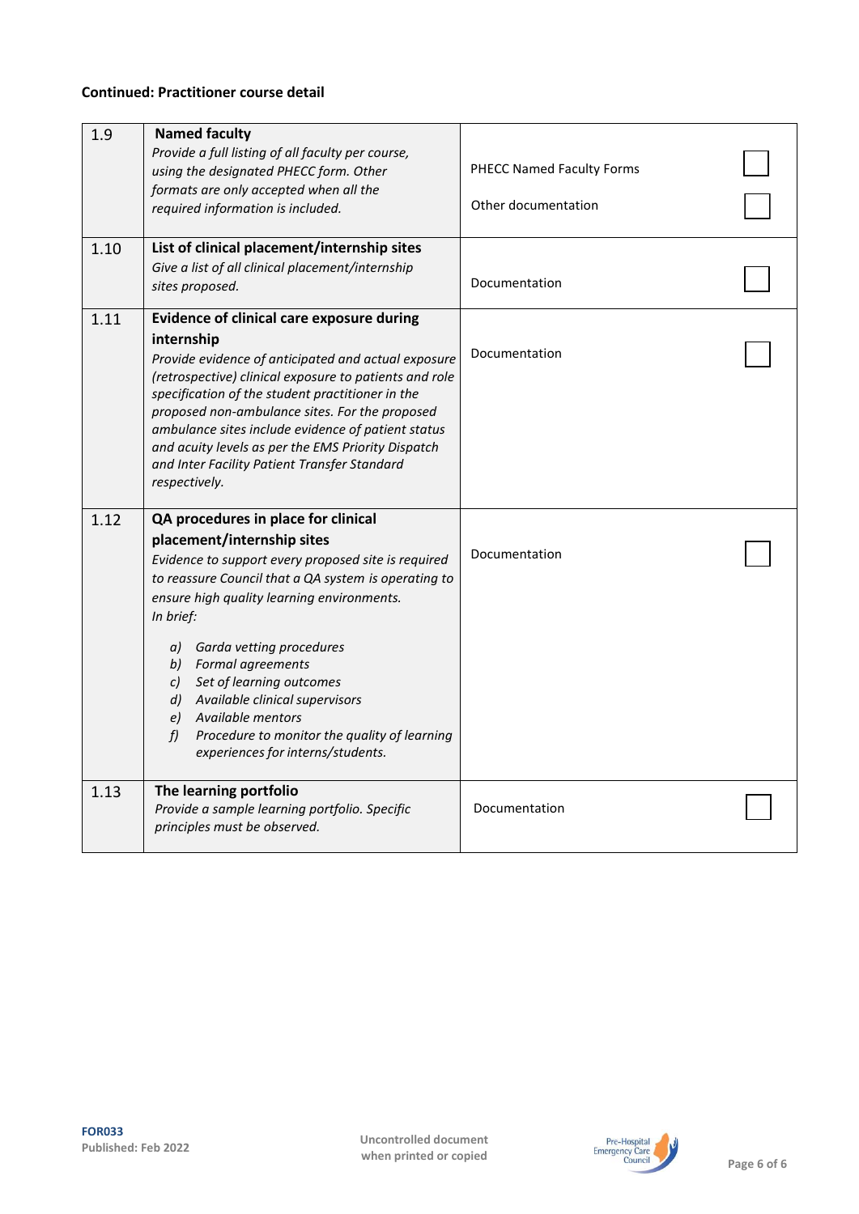**Continued: Practitioner course detail**

| | | | |
|---|---|---|---|
| 1.9 | **Named faculty**<br>*Provide a full listing of all faculty per course, using the designated PHECC form. Other formats are only accepted when all the required information is included.* | PHECC Named Faculty Forms<br><br>Other documentation | ☐<br><br>☐ |
| 1.10 | **List of clinical placement/internship sites**<br>*Give a list of all clinical placement/internship sites proposed.* | Documentation | ☐ |
| 1.11 | **Evidence of clinical care exposure during internship**<br>*Provide evidence of anticipated and actual exposure (retrospective) clinical exposure to patients and role specification of the student practitioner in the proposed non-ambulance sites. For the proposed ambulance sites include evidence of patient status and acuity levels as per the EMS Priority Dispatch and Inter Facility Patient Transfer Standard respectively.* | Documentation | ☐ |
| 1.12 | **QA procedures in place for clinical placement/internship sites**<br>*Evidence to support every proposed site is required to reassure Council that a QA system is operating to ensure high quality learning environments.*<br>*In brief:*<br>*a) Garda vetting procedures*<br>*b) Formal agreements*<br>*c) Set of learning outcomes*<br>*d) Available clinical supervisors*<br>*e) Available mentors*<br>*f) Procedure to monitor the quality of learning experiences for interns/students.* | Documentation | ☐ |
| 1.13 | **The learning portfolio**<br>*Provide a sample learning portfolio. Specific principles must be observed.* | Documentation | ☐ |

FOR033
Published: Feb 2022

Uncontrolled document when printed or copied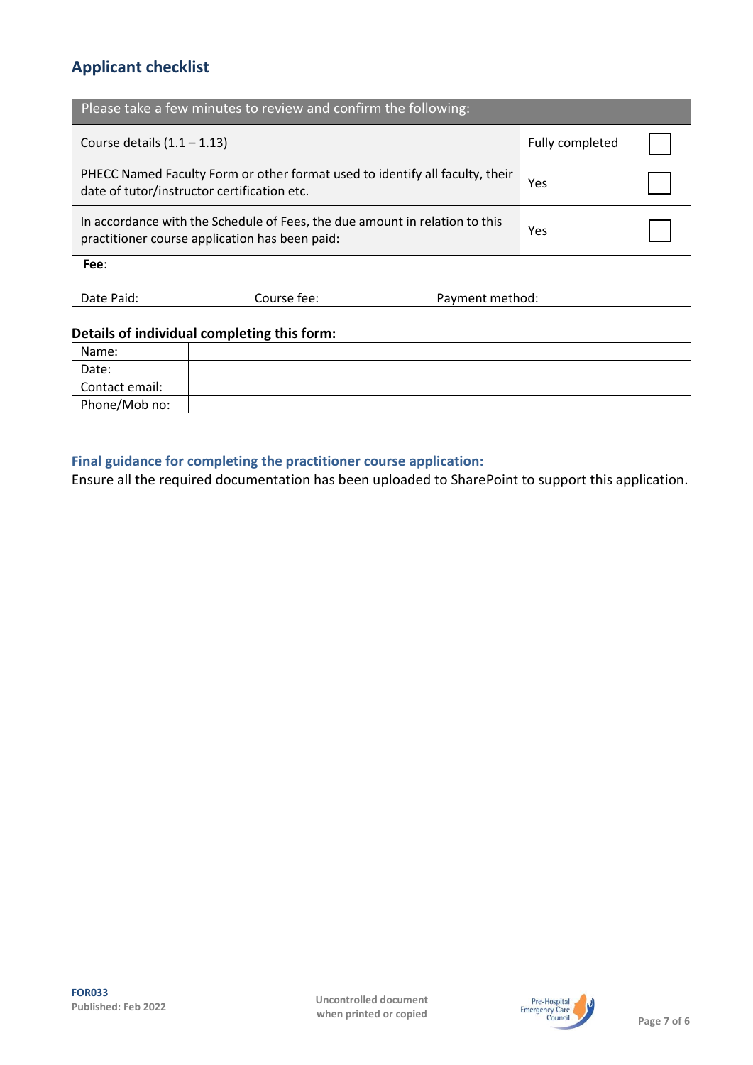## Applicant checklist

| Please take a few minutes to review and confirm the following: | | |
|---|---|---|
| Course details (1.1 – 1.13) | Fully completed | ☐ |
| PHECC Named Faculty Form or other format used to identify all faculty, their date of tutor/instructor certification etc. | Yes | ☐ |
| In accordance with the Schedule of Fees, the due amount in relation to this practitioner course application has been paid: | Yes | ☐ |
| **Fee**:<br><br>Date Paid: Course fee: Payment method: | | |

### Details of individual completing this form:

| | |
|---|---|
| Name: | |
| Date: | |
| Contact email: | |
| Phone/Mob no: | |

### Final guidance for completing the practitioner course application:

Ensure all the required documentation has been uploaded to SharePoint to support this application.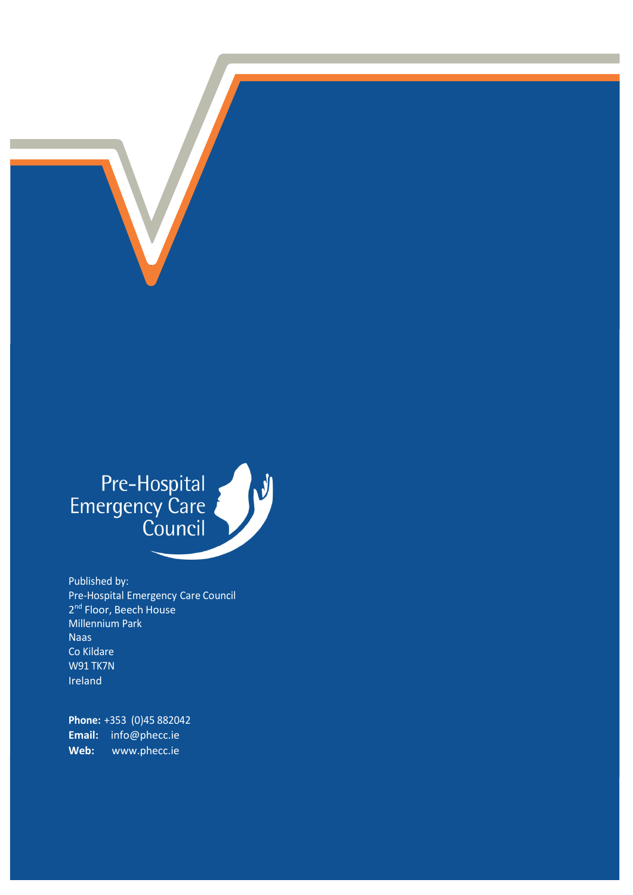Pre-Hospital Emergency Care Council

Published by:
Pre-Hospital Emergency Care Council
2nd Floor, Beech House
Millennium Park
Naas
Co Kildare
W91 TK7N
Ireland

**Phone:** +353 (0)45 882042
**Email:** info@phecc.ie
**Web:** www.phecc.ie